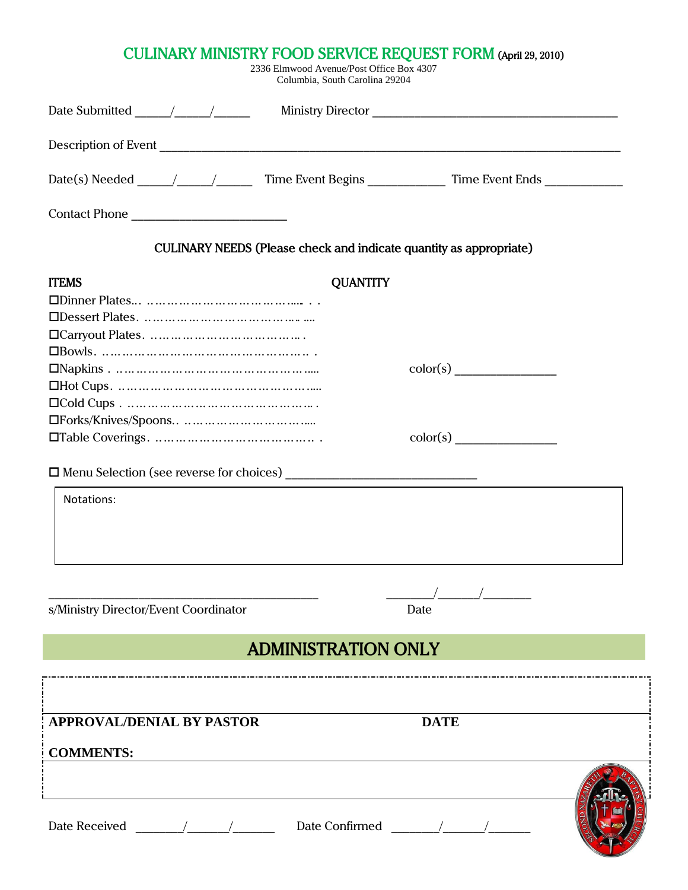# CULINARY MINISTRY FOOD SERVICE REQUEST FORM (April 29, 2010)

2336 Elmwood Avenue/Post Office Box 4307
Columbia, South Carolina 29204

Date Submitted _____/_____/_____ Ministry Director ______________________________________

Description of Event ______________________________________________________________________

Date(s) Needed _____/_____/_____ Time Event Begins ___________ Time Event Ends ___________

Contact Phone _______________________

**CULINARY NEEDS (Please check and indicate quantity as appropriate)**

| ITEMS | QUANTITY |
|---|---|
| ☐Dinner Plates…………………………………… | |
| ☐Dessert Plates…………………………………… | |
| ☐Carryout Plates………………………………… | |
| ☐Bowls……………………………………………… | |
| ☐Napkins ………………………………………… | color(s) _______________ |
| ☐Hot Cups………………………………………… | |
| ☐Cold Cups ……………………………………… | |
| ☐Forks/Knives/Spoons…………………………… | |
| ☐Table Coverings………………………………… | color(s) _______________ |

☐ Menu Selection (see reverse for choices) ____________________________

Notations:

_________________________________________ _______/______/_______

s/Ministry Director/Event Coordinator Date

## ADMINISTRATION ONLY

**APPROVAL/DENIAL BY PASTOR** **DATE**

**COMMENTS:**

Date Received _______/______/______ Date Confirmed _______/______/______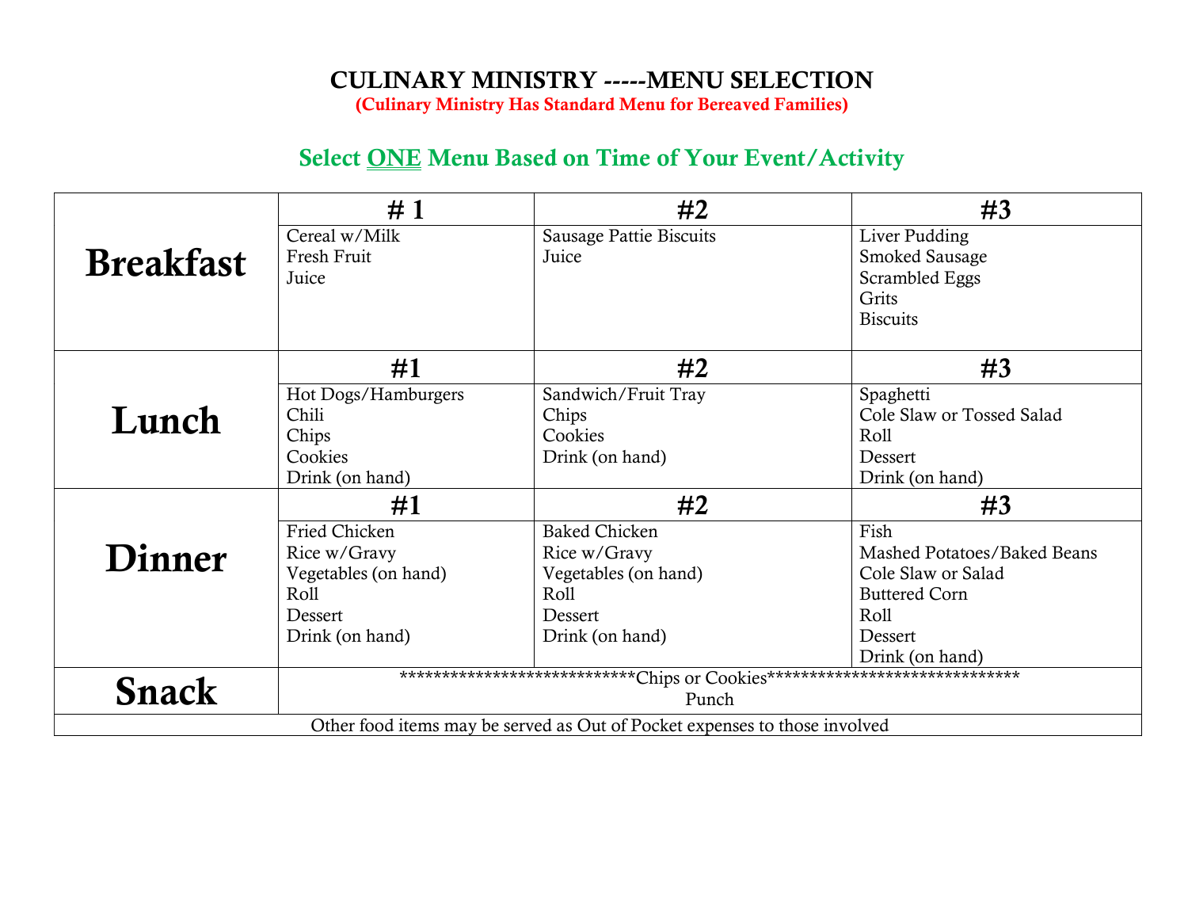# CULINARY MINISTRY -----MENU SELECTION

**(Culinary Ministry Has Standard Menu for Bereaved Families)**

## Select ONE Menu Based on Time of Your Event/Activity

| | | | |
|---|---|---|---|
| **Breakfast** | **# 1** | **#2** | **#3** |
| | Cereal w/Milk<br>Fresh Fruit<br>Juice | Sausage Pattie Biscuits<br>Juice | Liver Pudding<br>Smoked Sausage<br>Scrambled Eggs<br>Grits<br>Biscuits |
| **Lunch** | **#1** | **#2** | **#3** |
| | Hot Dogs/Hamburgers<br>Chili<br>Chips<br>Cookies<br>Drink (on hand) | Sandwich/Fruit Tray<br>Chips<br>Cookies<br>Drink (on hand) | Spaghetti<br>Cole Slaw or Tossed Salad<br>Roll<br>Dessert<br>Drink (on hand) |
| **Dinner** | **#1** | **#2** | **#3** |
| | Fried Chicken<br>Rice w/Gravy<br>Vegetables (on hand)<br>Roll<br>Dessert<br>Drink (on hand) | Baked Chicken<br>Rice w/Gravy<br>Vegetables (on hand)<br>Roll<br>Dessert<br>Drink (on hand) | Fish<br>Mashed Potatoes/Baked Beans<br>Cole Slaw or Salad<br>Buttered Corn<br>Roll<br>Dessert<br>Drink (on hand) |
| **Snack** | ***************************Chips or Cookies******************************<br>Punch | | |
| Other food items may be served as Out of Pocket expenses to those involved | | | |